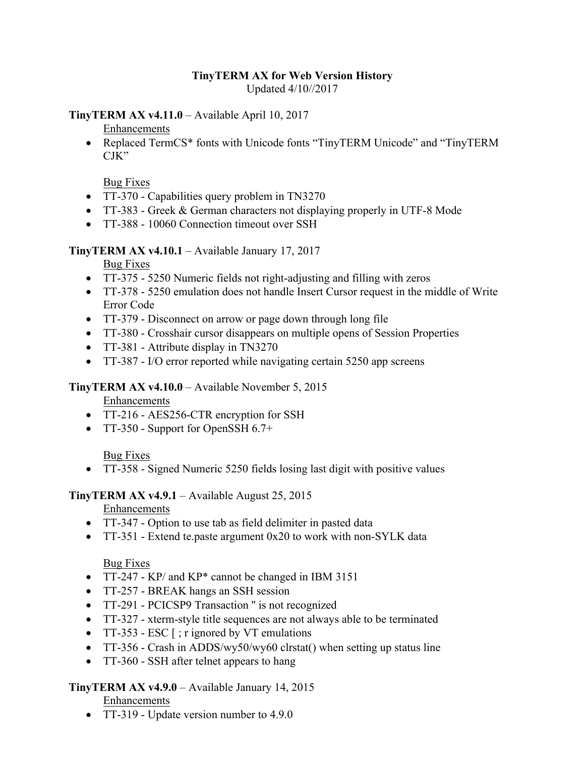# TinyTERM AX for Web Version History

Updated 4/10//2017

**TinyTERM AX v4.11.0** – Available April 10, 2017

Enhancements

- Replaced TermCS* fonts with Unicode fonts "TinyTERM Unicode" and "TinyTERM CJK"

Bug Fixes

- TT-370 - Capabilities query problem in TN3270
- TT-383 - Greek & German characters not displaying properly in UTF-8 Mode
- TT-388 - 10060 Connection timeout over SSH

**TinyTERM AX v4.10.1** – Available January 17, 2017

Bug Fixes

- TT-375 - 5250 Numeric fields not right-adjusting and filling with zeros
- TT-378 - 5250 emulation does not handle Insert Cursor request in the middle of Write Error Code
- TT-379 - Disconnect on arrow or page down through long file
- TT-380 - Crosshair cursor disappears on multiple opens of Session Properties
- TT-381 - Attribute display in TN3270
- TT-387 - I/O error reported while navigating certain 5250 app screens

**TinyTERM AX v4.10.0** – Available November 5, 2015

Enhancements

- TT-216 - AES256-CTR encryption for SSH
- TT-350 - Support for OpenSSH 6.7+

Bug Fixes

- TT-358 - Signed Numeric 5250 fields losing last digit with positive values

**TinyTERM AX v4.9.1** – Available August 25, 2015

Enhancements

- TT-347 - Option to use tab as field delimiter in pasted data
- TT-351 - Extend te.paste argument 0x20 to work with non-SYLK data

Bug Fixes

- TT-247 - KP/ and KP* cannot be changed in IBM 3151
- TT-257 - BREAK hangs an SSH session
- TT-291 - PCICSP9 Transaction " is not recognized
- TT-327 - xterm-style title sequences are not always able to be terminated
- TT-353 - ESC [ ; r ignored by VT emulations
- TT-356 - Crash in ADDS/wy50/wy60 clrstat() when setting up status line
- TT-360 - SSH after telnet appears to hang

**TinyTERM AX v4.9.0** – Available January 14, 2015

Enhancements

- TT-319 - Update version number to 4.9.0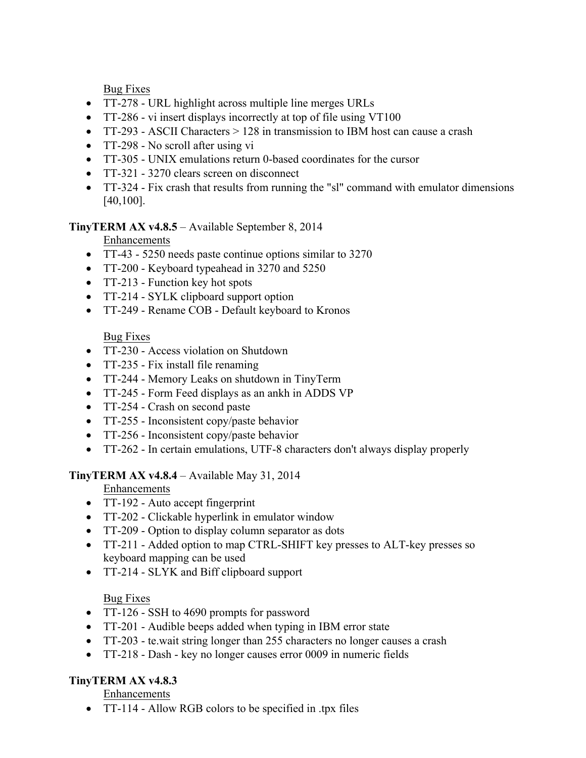Bug Fixes

- TT-278 - URL highlight across multiple line merges URLs
- TT-286 - vi insert displays incorrectly at top of file using VT100
- TT-293 - ASCII Characters > 128 in transmission to IBM host can cause a crash
- TT-298 - No scroll after using vi
- TT-305 - UNIX emulations return 0-based coordinates for the cursor
- TT-321 - 3270 clears screen on disconnect
- TT-324 - Fix crash that results from running the "sl" command with emulator dimensions [40,100].

**TinyTERM AX v4.8.5** – Available September 8, 2014

Enhancements

- TT-43 - 5250 needs paste continue options similar to 3270
- TT-200 - Keyboard typeahead in 3270 and 5250
- TT-213 - Function key hot spots
- TT-214 - SYLK clipboard support option
- TT-249 - Rename COB - Default keyboard to Kronos

Bug Fixes

- TT-230 - Access violation on Shutdown
- TT-235 - Fix install file renaming
- TT-244 - Memory Leaks on shutdown in TinyTerm
- TT-245 - Form Feed displays as an ankh in ADDS VP
- TT-254 - Crash on second paste
- TT-255 - Inconsistent copy/paste behavior
- TT-256 - Inconsistent copy/paste behavior
- TT-262 - In certain emulations, UTF-8 characters don't always display properly

**TinyTERM AX v4.8.4** – Available May 31, 2014

Enhancements

- TT-192 - Auto accept fingerprint
- TT-202 - Clickable hyperlink in emulator window
- TT-209 - Option to display column separator as dots
- TT-211 - Added option to map CTRL-SHIFT key presses to ALT-key presses so keyboard mapping can be used
- TT-214 - SLYK and Biff clipboard support

Bug Fixes

- TT-126 - SSH to 4690 prompts for password
- TT-201 - Audible beeps added when typing in IBM error state
- TT-203 - te.wait string longer than 255 characters no longer causes a crash
- TT-218 - Dash - key no longer causes error 0009 in numeric fields

**TinyTERM AX v4.8.3**

Enhancements

- TT-114 - Allow RGB colors to be specified in .tpx files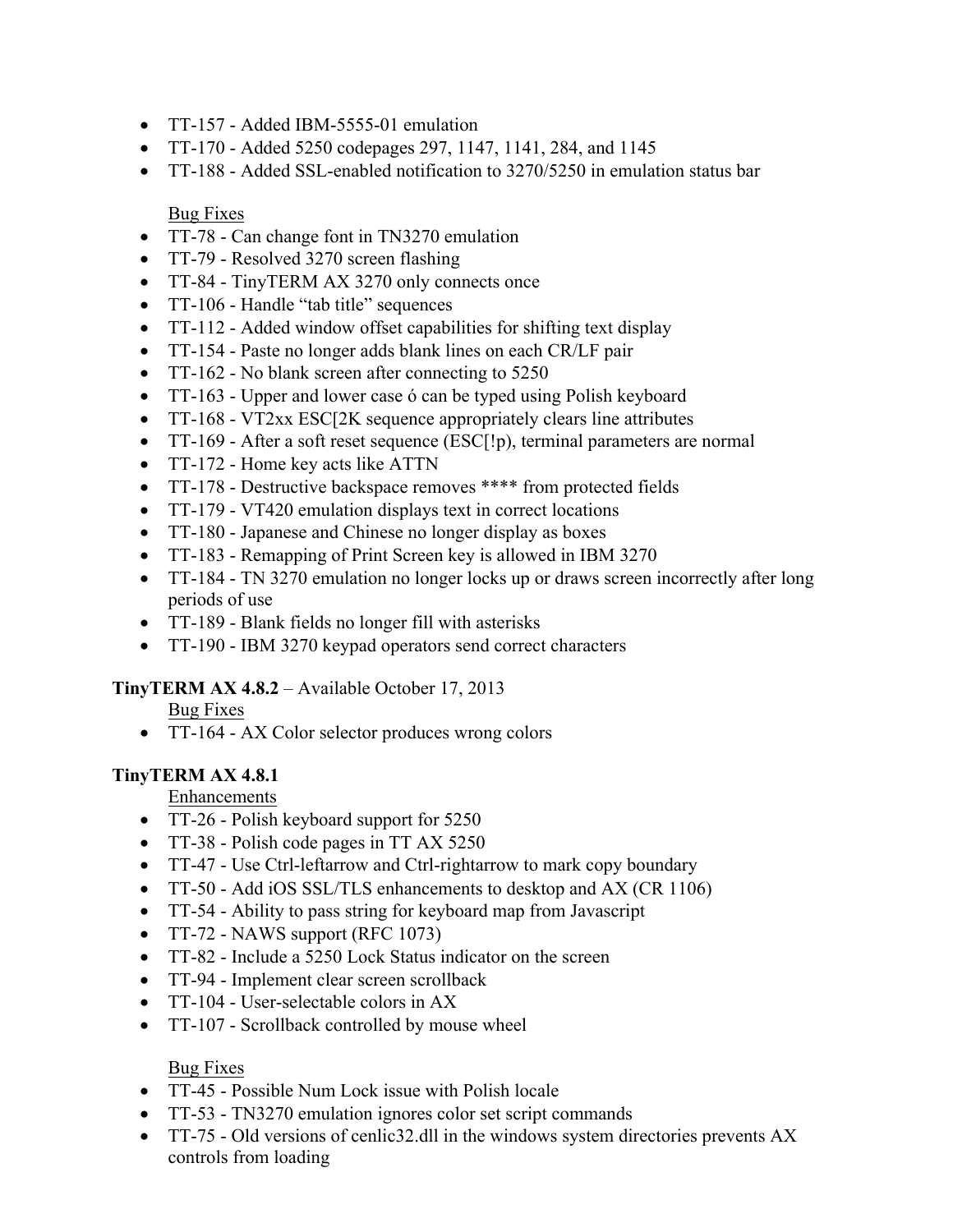- TT-157 - Added IBM-5555-01 emulation
- TT-170 - Added 5250 codepages 297, 1147, 1141, 284, and 1145
- TT-188 - Added SSL-enabled notification to 3270/5250 in emulation status bar

Bug Fixes

- TT-78 - Can change font in TN3270 emulation
- TT-79 - Resolved 3270 screen flashing
- TT-84 - TinyTERM AX 3270 only connects once
- TT-106 - Handle "tab title" sequences
- TT-112 - Added window offset capabilities for shifting text display
- TT-154 - Paste no longer adds blank lines on each CR/LF pair
- TT-162 - No blank screen after connecting to 5250
- TT-163 - Upper and lower case ó can be typed using Polish keyboard
- TT-168 - VT2xx ESC[2K sequence appropriately clears line attributes
- TT-169 - After a soft reset sequence (ESC[!p), terminal parameters are normal
- TT-172 - Home key acts like ATTN
- TT-178 - Destructive backspace removes **** from protected fields
- TT-179 - VT420 emulation displays text in correct locations
- TT-180 - Japanese and Chinese no longer display as boxes
- TT-183 - Remapping of Print Screen key is allowed in IBM 3270
- TT-184 - TN 3270 emulation no longer locks up or draws screen incorrectly after long periods of use
- TT-189 - Blank fields no longer fill with asterisks
- TT-190 - IBM 3270 keypad operators send correct characters

**TinyTERM AX 4.8.2** – Available October 17, 2013

Bug Fixes

- TT-164 - AX Color selector produces wrong colors

**TinyTERM AX 4.8.1**

Enhancements

- TT-26 - Polish keyboard support for 5250
- TT-38 - Polish code pages in TT AX 5250
- TT-47 - Use Ctrl-leftarrow and Ctrl-rightarrow to mark copy boundary
- TT-50 - Add iOS SSL/TLS enhancements to desktop and AX (CR 1106)
- TT-54 - Ability to pass string for keyboard map from Javascript
- TT-72 - NAWS support (RFC 1073)
- TT-82 - Include a 5250 Lock Status indicator on the screen
- TT-94 - Implement clear screen scrollback
- TT-104 - User-selectable colors in AX
- TT-107 - Scrollback controlled by mouse wheel

Bug Fixes

- TT-45 - Possible Num Lock issue with Polish locale
- TT-53 - TN3270 emulation ignores color set script commands
- TT-75 - Old versions of cenlic32.dll in the windows system directories prevents AX controls from loading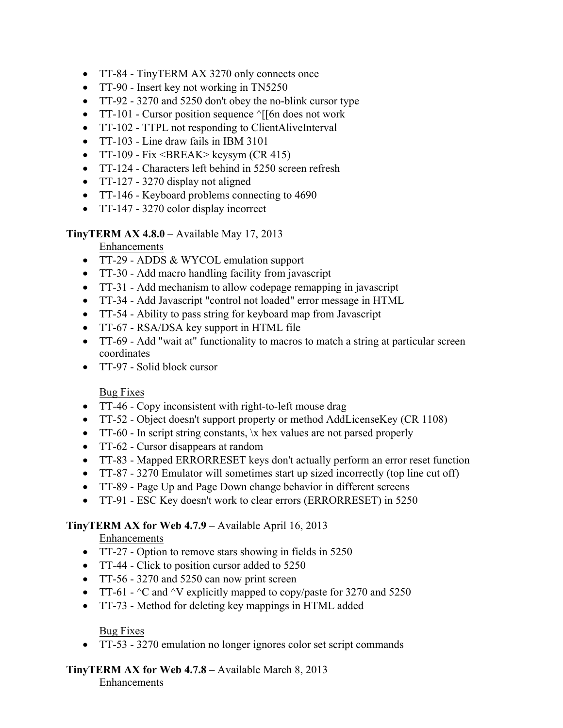- TT-84 - TinyTERM AX 3270 only connects once
- TT-90 - Insert key not working in TN5250
- TT-92 - 3270 and 5250 don't obey the no-blink cursor type
- TT-101 - Cursor position sequence ^[[6n does not work
- TT-102 - TTPL not responding to ClientAliveInterval
- TT-103 - Line draw fails in IBM 3101
- TT-109 - Fix <BREAK> keysym (CR 415)
- TT-124 - Characters left behind in 5250 screen refresh
- TT-127 - 3270 display not aligned
- TT-146 - Keyboard problems connecting to 4690
- TT-147 - 3270 color display incorrect

**TinyTERM AX 4.8.0** – Available May 17, 2013

Enhancements

- TT-29 - ADDS & WYCOL emulation support
- TT-30 - Add macro handling facility from javascript
- TT-31 - Add mechanism to allow codepage remapping in javascript
- TT-34 - Add Javascript "control not loaded" error message in HTML
- TT-54 - Ability to pass string for keyboard map from Javascript
- TT-67 - RSA/DSA key support in HTML file
- TT-69 - Add "wait at" functionality to macros to match a string at particular screen coordinates
- TT-97 - Solid block cursor

Bug Fixes

- TT-46 - Copy inconsistent with right-to-left mouse drag
- TT-52 - Object doesn't support property or method AddLicenseKey (CR 1108)
- TT-60 - In script string constants, \x hex values are not parsed properly
- TT-62 - Cursor disappears at random
- TT-83 - Mapped ERRORRESET keys don't actually perform an error reset function
- TT-87 - 3270 Emulator will sometimes start up sized incorrectly (top line cut off)
- TT-89 - Page Up and Page Down change behavior in different screens
- TT-91 - ESC Key doesn't work to clear errors (ERRORRESET) in 5250

**TinyTERM AX for Web 4.7.9** – Available April 16, 2013

Enhancements

- TT-27 - Option to remove stars showing in fields in 5250
- TT-44 - Click to position cursor added to 5250
- TT-56 - 3270 and 5250 can now print screen
- TT-61 - ^C and ^V explicitly mapped to copy/paste for 3270 and 5250
- TT-73 - Method for deleting key mappings in HTML added

Bug Fixes

- TT-53 - 3270 emulation no longer ignores color set script commands

**TinyTERM AX for Web 4.7.8** – Available March 8, 2013

Enhancements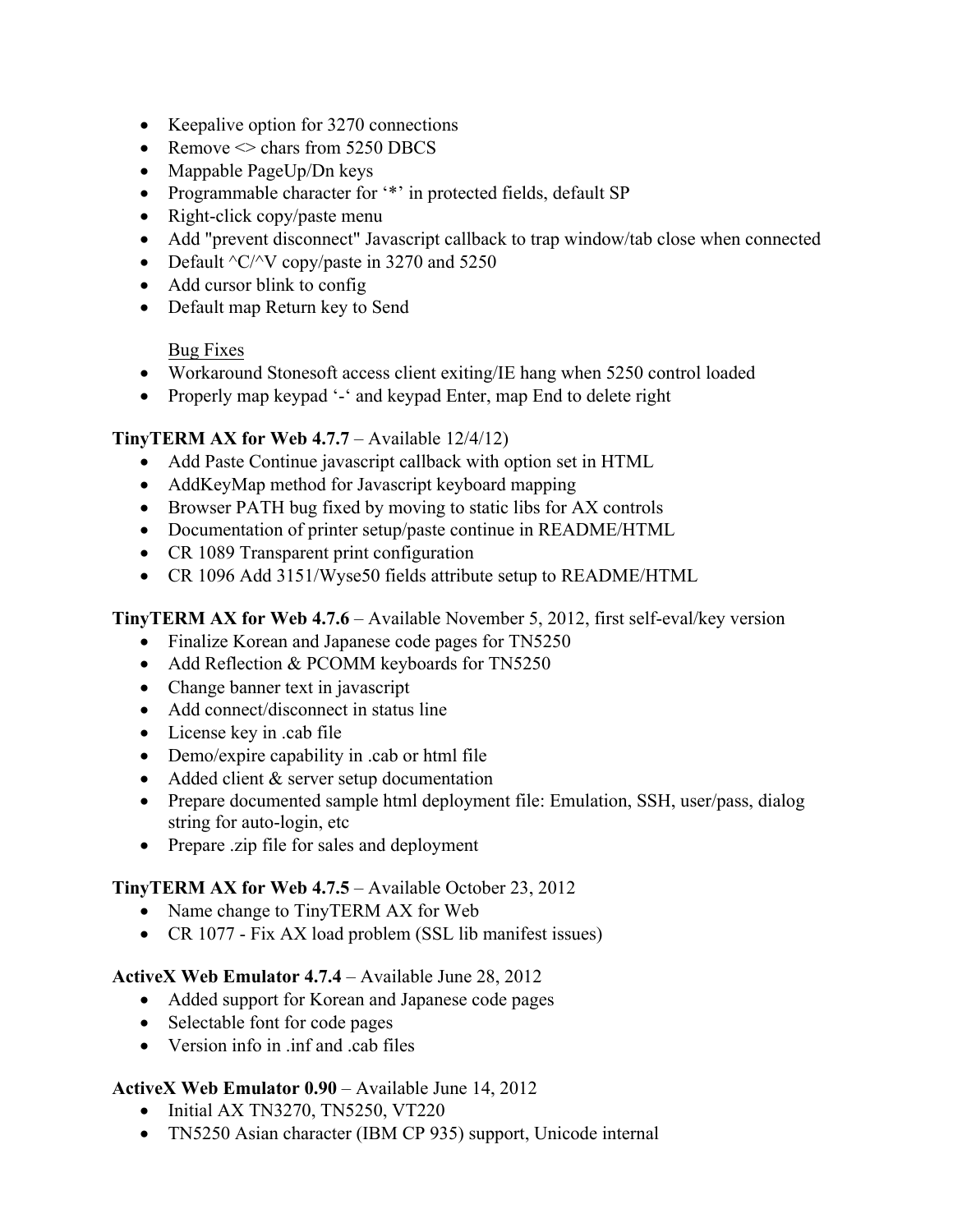- Keepalive option for 3270 connections
- Remove <> chars from 5250 DBCS
- Mappable PageUp/Dn keys
- Programmable character for '*' in protected fields, default SP
- Right-click copy/paste menu
- Add "prevent disconnect" Javascript callback to trap window/tab close when connected
- Default ^C/^V copy/paste in 3270 and 5250
- Add cursor blink to config
- Default map Return key to Send

  <u>Bug Fixes</u>
- Workaround Stonesoft access client exiting/IE hang when 5250 control loaded
- Properly map keypad '-' and keypad Enter, map End to delete right

**TinyTERM AX for Web 4.7.7** – Available 12/4/12)
- Add Paste Continue javascript callback with option set in HTML
- AddKeyMap method for Javascript keyboard mapping
- Browser PATH bug fixed by moving to static libs for AX controls
- Documentation of printer setup/paste continue in README/HTML
- CR 1089 Transparent print configuration
- CR 1096 Add 3151/Wyse50 fields attribute setup to README/HTML

**TinyTERM AX for Web 4.7.6** – Available November 5, 2012, first self-eval/key version
- Finalize Korean and Japanese code pages for TN5250
- Add Reflection & PCOMM keyboards for TN5250
- Change banner text in javascript
- Add connect/disconnect in status line
- License key in .cab file
- Demo/expire capability in .cab or html file
- Added client & server setup documentation
- Prepare documented sample html deployment file: Emulation, SSH, user/pass, dialog string for auto-login, etc
- Prepare .zip file for sales and deployment

**TinyTERM AX for Web 4.7.5** – Available October 23, 2012
- Name change to TinyTERM AX for Web
- CR 1077 - Fix AX load problem (SSL lib manifest issues)

**ActiveX Web Emulator 4.7.4** – Available June 28, 2012
- Added support for Korean and Japanese code pages
- Selectable font for code pages
- Version info in .inf and .cab files

**ActiveX Web Emulator 0.90** – Available June 14, 2012
- Initial AX TN3270, TN5250, VT220
- TN5250 Asian character (IBM CP 935) support, Unicode internal